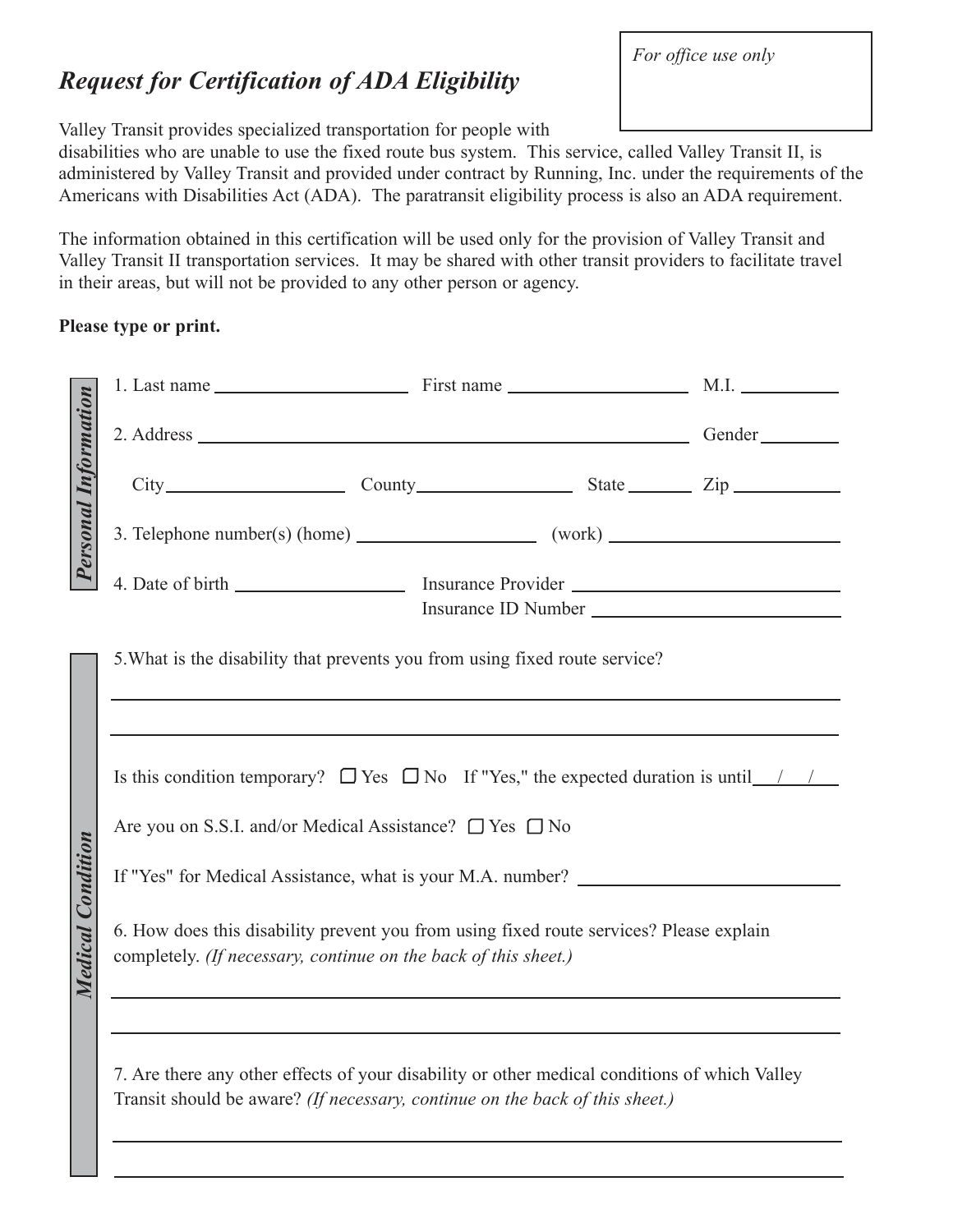# *Request for Certification of ADA Eligibility*

*For office use only*

Valley Transit provides specialized transportation for people with disabilities who are unable to use the fixed route bus system. This service, called Valley Transit II, is administered by Valley Transit and provided under contract by Running, Inc. under the requirements of the Americans with Disabilities Act (ADA). The paratransit eligibility process is also an ADA requirement.

The information obtained in this certification will be used only for the provision of Valley Transit and Valley Transit II transportation services. It may be shared with other transit providers to facilitate travel in their areas, but will not be provided to any other person or agency.

**Please type or print.**

## *Personal Information*

1. Last name ____________________ First name ____________________ M.I. __________

2. Address ____________________________________________________ Gender ________

   City ________________ County ________________ State ______ Zip __________

3. Telephone number(s) (home) ________________ (work) ____________________

4. Date of birth ________________ Insurance Provider ________________________

   Insurance ID Number ________________________

## *Medical Condition*

5. What is the disability that prevents you from using fixed route service?

______________________________________________________________________

______________________________________________________________________

Is this condition temporary? ☐ Yes ☐ No If "Yes," the expected duration is until ___/___/___

Are you on S.S.I. and/or Medical Assistance? ☐ Yes ☐ No

If "Yes" for Medical Assistance, what is your M.A. number? ________________________

6. How does this disability prevent you from using fixed route services? Please explain completely. *(If necessary, continue on the back of this sheet.)*

______________________________________________________________________

______________________________________________________________________

7. Are there any other effects of your disability or other medical conditions of which Valley Transit should be aware? *(If necessary, continue on the back of this sheet.)*

______________________________________________________________________

______________________________________________________________________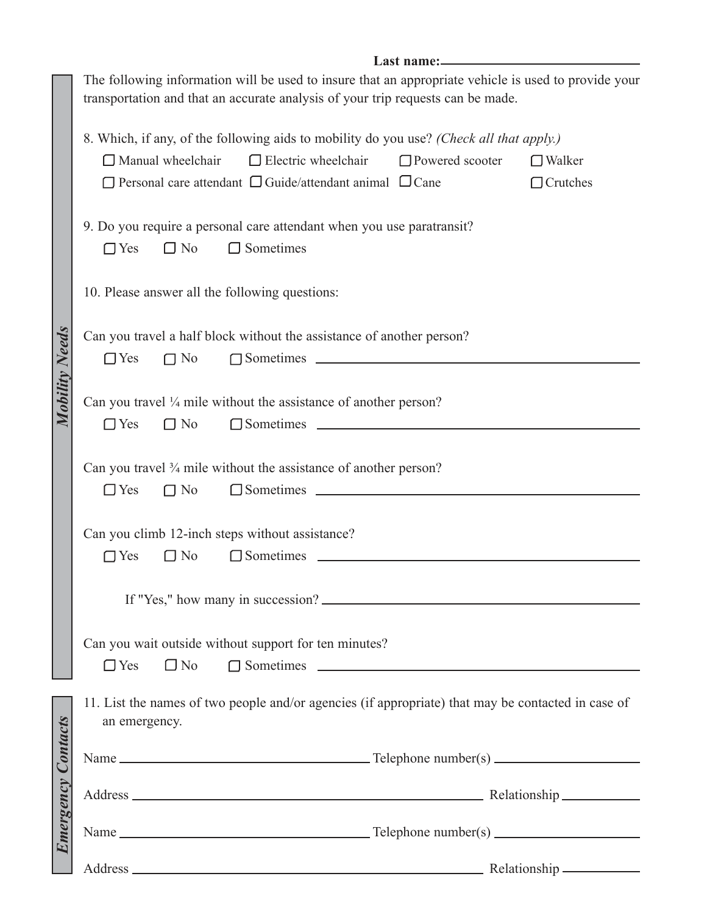**Last name:** \_\_\_\_\_\_\_\_\_\_\_\_\_\_\_\_\_\_\_\_

## *Mobility Needs*

The following information will be used to insure that an appropriate vehicle is used to provide your transportation and that an accurate analysis of your trip requests can be made.

8. Which, if any, of the following aids to mobility do you use? *(Check all that apply.)*

☐ Manual wheelchair ☐ Electric wheelchair ☐ Powered scooter ☐ Walker
☐ Personal care attendant ☐ Guide/attendant animal ☐ Cane ☐ Crutches

9. Do you require a personal care attendant when you use paratransit?

☐ Yes ☐ No ☐ Sometimes

10. Please answer all the following questions:

Can you travel a half block without the assistance of another person?

☐ Yes ☐ No ☐ Sometimes \_\_\_\_\_\_\_\_\_\_\_\_\_\_\_\_\_\_\_\_

Can you travel ¼ mile without the assistance of another person?

☐ Yes ☐ No ☐ Sometimes \_\_\_\_\_\_\_\_\_\_\_\_\_\_\_\_\_\_\_\_

Can you travel ¾ mile without the assistance of another person?

☐ Yes ☐ No ☐ Sometimes \_\_\_\_\_\_\_\_\_\_\_\_\_\_\_\_\_\_\_\_

Can you climb 12-inch steps without assistance?

☐ Yes ☐ No ☐ Sometimes \_\_\_\_\_\_\_\_\_\_\_\_\_\_\_\_\_\_\_\_

If "Yes," how many in succession? \_\_\_\_\_\_\_\_\_\_\_\_\_\_\_\_\_\_\_\_

Can you wait outside without support for ten minutes?

☐ Yes ☐ No ☐ Sometimes \_\_\_\_\_\_\_\_\_\_\_\_\_\_\_\_\_\_\_\_

## *Emergency Contacts*

11. List the names of two people and/or agencies (if appropriate) that may be contacted in case of an emergency.

Name \_\_\_\_\_\_\_\_\_\_\_\_\_\_\_\_\_\_\_\_ Telephone number(s) \_\_\_\_\_\_\_\_\_\_\_\_\_\_\_\_\_\_\_\_

Address \_\_\_\_\_\_\_\_\_\_\_\_\_\_\_\_\_\_\_\_ Relationship \_\_\_\_\_\_\_\_\_\_

Name \_\_\_\_\_\_\_\_\_\_\_\_\_\_\_\_\_\_\_\_ Telephone number(s) \_\_\_\_\_\_\_\_\_\_\_\_\_\_\_\_\_\_\_\_

Address \_\_\_\_\_\_\_\_\_\_\_\_\_\_\_\_\_\_\_\_ Relationship \_\_\_\_\_\_\_\_\_\_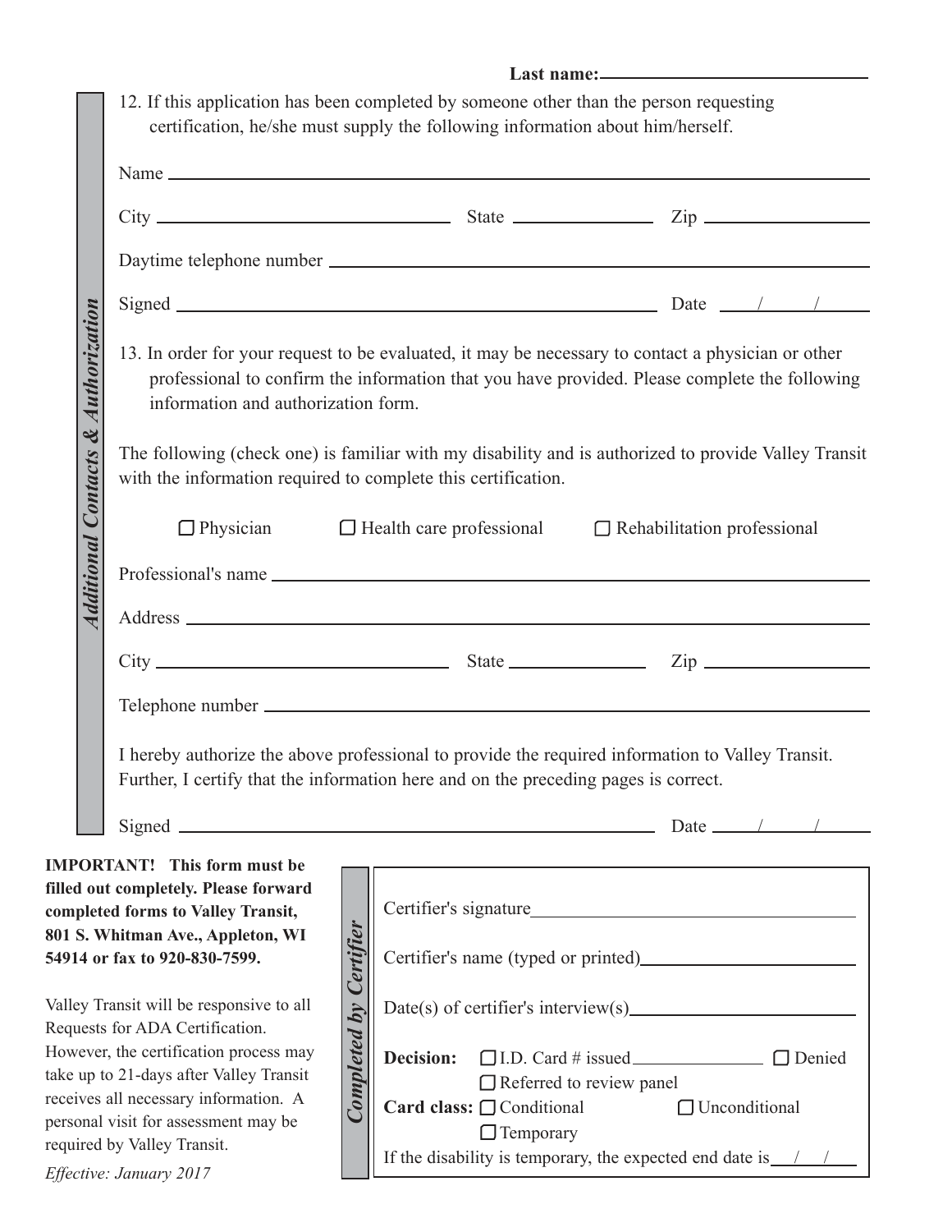**Last name:** ______________________________

## *Additional Contacts & Authorization*

12. If this application has been completed by someone other than the person requesting certification, he/she must supply the following information about him/herself.

Name ____________________________________________________________

City ______________________ State ____________ Zip ______________

Daytime telephone number ________________________________________

Signed ______________________________________ Date ___/___/___

13. In order for your request to be evaluated, it may be necessary to contact a physician or other professional to confirm the information that you have provided. Please complete the following information and authorization form.

The following (check one) is familiar with my disability and is authorized to provide Valley Transit with the information required to complete this certification.

☐ Physician ☐ Health care professional ☐ Rehabilitation professional

Professional's name _______________________________________________

Address __________________________________________________________

City ______________________ State ____________ Zip ______________

Telephone number _________________________________________________

I hereby authorize the above professional to provide the required information to Valley Transit. Further, I certify that the information here and on the preceding pages is correct.

Signed ______________________________________ Date ___/___/___

**IMPORTANT! This form must be filled out completely. Please forward completed forms to Valley Transit, 801 S. Whitman Ave., Appleton, WI 54914 or fax to 920-830-7599.**

Valley Transit will be responsive to all Requests for ADA Certification. However, the certification process may take up to 21-days after Valley Transit receives all necessary information. A personal visit for assessment may be required by Valley Transit.

*Effective: January 2017*

## *Completed by Certifier*

Certifier's signature ______________________________

Certifier's name (typed or printed) ______________________

Date(s) of certifier's interview(s) ______________________

**Decision:** ☐ I.D. Card # issued ____________ ☐ Denied
☐ Referred to review panel

**Card class:** ☐ Conditional ☐ Unconditional
☐ Temporary

If the disability is temporary, the expected end date is ___/___/___